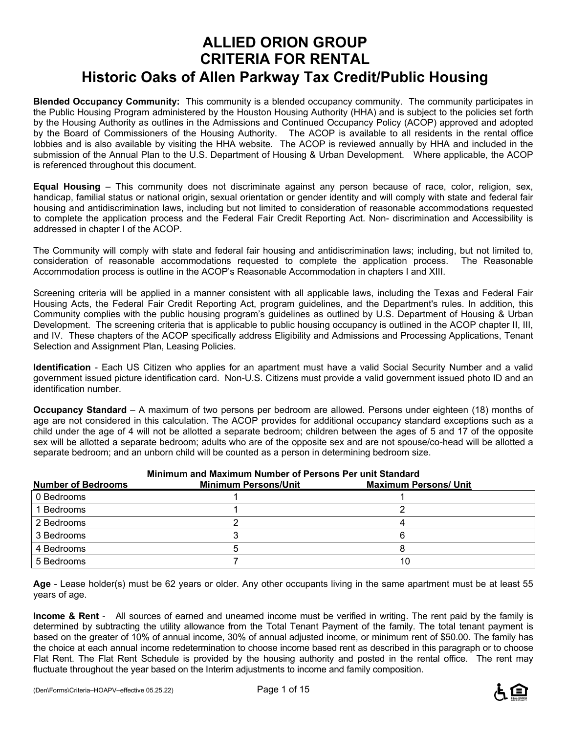# ALLIED ORION GROUP
# CRITERIA FOR RENTAL
## Historic Oaks of Allen Parkway Tax Credit/Public Housing

**Blended Occupancy Community:** This community is a blended occupancy community. The community participates in the Public Housing Program administered by the Houston Housing Authority (HHA) and is subject to the policies set forth by the Housing Authority as outlines in the Admissions and Continued Occupancy Policy (ACOP) approved and adopted by the Board of Commissioners of the Housing Authority. The ACOP is available to all residents in the rental office lobbies and is also available by visiting the HHA website. The ACOP is reviewed annually by HHA and included in the submission of the Annual Plan to the U.S. Department of Housing & Urban Development. Where applicable, the ACOP is referenced throughout this document.

**Equal Housing** – This community does not discriminate against any person because of race, color, religion, sex, handicap, familial status or national origin, sexual orientation or gender identity and will comply with state and federal fair housing and antidiscrimination laws, including but not limited to consideration of reasonable accommodations requested to complete the application process and the Federal Fair Credit Reporting Act. Non- discrimination and Accessibility is addressed in chapter I of the ACOP.

The Community will comply with state and federal fair housing and antidiscrimination laws; including, but not limited to, consideration of reasonable accommodations requested to complete the application process. The Reasonable Accommodation process is outline in the ACOP's Reasonable Accommodation in chapters I and XIII.

Screening criteria will be applied in a manner consistent with all applicable laws, including the Texas and Federal Fair Housing Acts, the Federal Fair Credit Reporting Act, program guidelines, and the Department's rules. In addition, this Community complies with the public housing program's guidelines as outlined by U.S. Department of Housing & Urban Development. The screening criteria that is applicable to public housing occupancy is outlined in the ACOP chapter II, III, and IV. These chapters of the ACOP specifically address Eligibility and Admissions and Processing Applications, Tenant Selection and Assignment Plan, Leasing Policies.

**Identification** - Each US Citizen who applies for an apartment must have a valid Social Security Number and a valid government issued picture identification card. Non-U.S. Citizens must provide a valid government issued photo ID and an identification number.

**Occupancy Standard** – A maximum of two persons per bedroom are allowed. Persons under eighteen (18) months of age are not considered in this calculation. The ACOP provides for additional occupancy standard exceptions such as a child under the age of 4 will not be allotted a separate bedroom; children between the ages of 5 and 17 of the opposite sex will be allotted a separate bedroom; adults who are of the opposite sex and are not spouse/co-head will be allotted a separate bedroom; and an unborn child will be counted as a person in determining bedroom size.

**Minimum and Maximum Number of Persons Per unit Standard**

| Number of Bedrooms | Minimum Persons/Unit | Maximum Persons/ Unit |
|---|---|---|
| 0 Bedrooms | 1 | 1 |
| 1 Bedrooms | 1 | 2 |
| 2 Bedrooms | 2 | 4 |
| 3 Bedrooms | 3 | 6 |
| 4 Bedrooms | 5 | 8 |
| 5 Bedrooms | 7 | 10 |

**Age** - Lease holder(s) must be 62 years or older. Any other occupants living in the same apartment must be at least 55 years of age.

**Income & Rent** - All sources of earned and unearned income must be verified in writing. The rent paid by the family is determined by subtracting the utility allowance from the Total Tenant Payment of the family. The total tenant payment is based on the greater of 10% of annual income, 30% of annual adjusted income, or minimum rent of $50.00. The family has the choice at each annual income redetermination to choose income based rent as described in this paragraph or to choose Flat Rent. The Flat Rent Schedule is provided by the housing authority and posted in the rental office. The rent may fluctuate throughout the year based on the Interim adjustments to income and family composition.

(Den\Forms\Criteria–HOAPV–effective 05.25.22)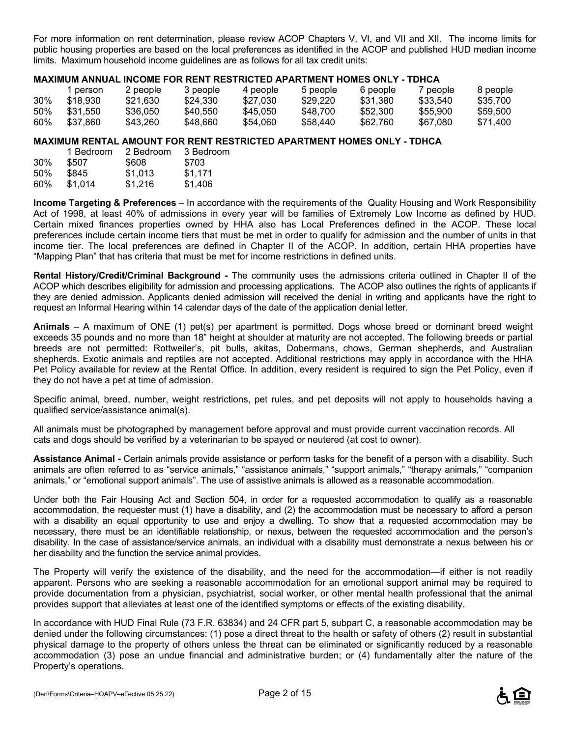For more information on rent determination, please review ACOP Chapters V, VI, and VII and XII. The income limits for public housing properties are based on the local preferences as identified in the ACOP and published HUD median income limits. Maximum household income guidelines are as follows for all tax credit units:

**MAXIMUM ANNUAL INCOME FOR RENT RESTRICTED APARTMENT HOMES ONLY - TDHCA**

| | 1 person | 2 people | 3 people | 4 people | 5 people | 6 people | 7 people | 8 people |
|---|---|---|---|---|---|---|---|---|
| 30% | $18,930 | $21,630 | $24,330 | $27,030 | $29,220 | $31,380 | $33,540 | $35,700 |
| 50% | $31,550 | $36,050 | $40,550 | $45,050 | $48,700 | $52,300 | $55,900 | $59,500 |
| 60% | $37,860 | $43,260 | $48,660 | $54,060 | $58,440 | $62,760 | $67,080 | $71,400 |

**MAXIMUM RENTAL AMOUNT FOR RENT RESTRICTED APARTMENT HOMES ONLY - TDHCA**

| | 1 Bedroom | 2 Bedroom | 3 Bedroom |
|---|---|---|---|
| 30% | $507 | $608 | $703 |
| 50% | $845 | $1,013 | $1,171 |
| 60% | $1,014 | $1,216 | $1,406 |

**Income Targeting & Preferences** – In accordance with the requirements of the Quality Housing and Work Responsibility Act of 1998, at least 40% of admissions in every year will be families of Extremely Low Income as defined by HUD. Certain mixed finances properties owned by HHA also has Local Preferences defined in the ACOP. These local preferences include certain income tiers that must be met in order to qualify for admission and the number of units in that income tier. The local preferences are defined in Chapter II of the ACOP. In addition, certain HHA properties have "Mapping Plan" that has criteria that must be met for income restrictions in defined units.

**Rental History/Credit/Criminal Background -** The community uses the admissions criteria outlined in Chapter II of the ACOP which describes eligibility for admission and processing applications. The ACOP also outlines the rights of applicants if they are denied admission. Applicants denied admission will received the denial in writing and applicants have the right to request an Informal Hearing within 14 calendar days of the date of the application denial letter.

**Animals** – A maximum of ONE (1) pet(s) per apartment is permitted. Dogs whose breed or dominant breed weight exceeds 35 pounds and no more than 18" height at shoulder at maturity are not accepted. The following breeds or partial breeds are not permitted: Rottweiler's, pit bulls, akitas, Dobermans, chows, German shepherds, and Australian shepherds. Exotic animals and reptiles are not accepted. Additional restrictions may apply in accordance with the HHA Pet Policy available for review at the Rental Office. In addition, every resident is required to sign the Pet Policy, even if they do not have a pet at time of admission.

Specific animal, breed, number, weight restrictions, pet rules, and pet deposits will not apply to households having a qualified service/assistance animal(s).

All animals must be photographed by management before approval and must provide current vaccination records. All cats and dogs should be verified by a veterinarian to be spayed or neutered (at cost to owner).

**Assistance Animal -** Certain animals provide assistance or perform tasks for the benefit of a person with a disability. Such animals are often referred to as "service animals," "assistance animals," "support animals," "therapy animals," "companion animals," or "emotional support animals". The use of assistive animals is allowed as a reasonable accommodation.

Under both the Fair Housing Act and Section 504, in order for a requested accommodation to qualify as a reasonable accommodation, the requester must (1) have a disability, and (2) the accommodation must be necessary to afford a person with a disability an equal opportunity to use and enjoy a dwelling. To show that a requested accommodation may be necessary, there must be an identifiable relationship, or nexus, between the requested accommodation and the person's disability. In the case of assistance/service animals, an individual with a disability must demonstrate a nexus between his or her disability and the function the service animal provides.

The Property will verify the existence of the disability, and the need for the accommodation—if either is not readily apparent. Persons who are seeking a reasonable accommodation for an emotional support animal may be required to provide documentation from a physician, psychiatrist, social worker, or other mental health professional that the animal provides support that alleviates at least one of the identified symptoms or effects of the existing disability.

In accordance with HUD Final Rule (73 F.R. 63834) and 24 CFR part 5, subpart C, a reasonable accommodation may be denied under the following circumstances: (1) pose a direct threat to the health or safety of others (2) result in substantial physical damage to the property of others unless the threat can be eliminated or significantly reduced by a reasonable accommodation (3) pose an undue financial and administrative burden; or (4) fundamentally alter the nature of the Property's operations.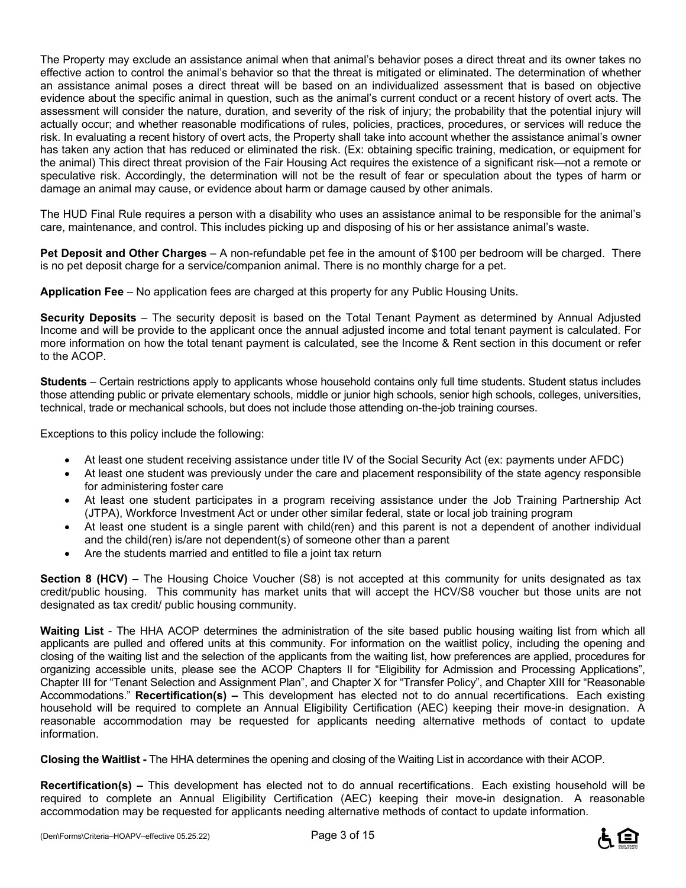The Property may exclude an assistance animal when that animal's behavior poses a direct threat and its owner takes no effective action to control the animal's behavior so that the threat is mitigated or eliminated. The determination of whether an assistance animal poses a direct threat will be based on an individualized assessment that is based on objective evidence about the specific animal in question, such as the animal's current conduct or a recent history of overt acts. The assessment will consider the nature, duration, and severity of the risk of injury; the probability that the potential injury will actually occur; and whether reasonable modifications of rules, policies, practices, procedures, or services will reduce the risk. In evaluating a recent history of overt acts, the Property shall take into account whether the assistance animal's owner has taken any action that has reduced or eliminated the risk. (Ex: obtaining specific training, medication, or equipment for the animal) This direct threat provision of the Fair Housing Act requires the existence of a significant risk—not a remote or speculative risk. Accordingly, the determination will not be the result of fear or speculation about the types of harm or damage an animal may cause, or evidence about harm or damage caused by other animals.

The HUD Final Rule requires a person with a disability who uses an assistance animal to be responsible for the animal's care, maintenance, and control. This includes picking up and disposing of his or her assistance animal's waste.

**Pet Deposit and Other Charges** – A non-refundable pet fee in the amount of $100 per bedroom will be charged. There is no pet deposit charge for a service/companion animal. There is no monthly charge for a pet.

**Application Fee** – No application fees are charged at this property for any Public Housing Units.

**Security Deposits** – The security deposit is based on the Total Tenant Payment as determined by Annual Adjusted Income and will be provide to the applicant once the annual adjusted income and total tenant payment is calculated. For more information on how the total tenant payment is calculated, see the Income & Rent section in this document or refer to the ACOP.

**Students** – Certain restrictions apply to applicants whose household contains only full time students. Student status includes those attending public or private elementary schools, middle or junior high schools, senior high schools, colleges, universities, technical, trade or mechanical schools, but does not include those attending on-the-job training courses.

Exceptions to this policy include the following:

- At least one student receiving assistance under title IV of the Social Security Act (ex: payments under AFDC)
- At least one student was previously under the care and placement responsibility of the state agency responsible for administering foster care
- At least one student participates in a program receiving assistance under the Job Training Partnership Act (JTPA), Workforce Investment Act or under other similar federal, state or local job training program
- At least one student is a single parent with child(ren) and this parent is not a dependent of another individual and the child(ren) is/are not dependent(s) of someone other than a parent
- Are the students married and entitled to file a joint tax return

**Section 8 (HCV) –** The Housing Choice Voucher (S8) is not accepted at this community for units designated as tax credit/public housing. This community has market units that will accept the HCV/S8 voucher but those units are not designated as tax credit/ public housing community.

**Waiting List** - The HHA ACOP determines the administration of the site based public housing waiting list from which all applicants are pulled and offered units at this community. For information on the waitlist policy, including the opening and closing of the waiting list and the selection of the applicants from the waiting list, how preferences are applied, procedures for organizing accessible units, please see the ACOP Chapters II for "Eligibility for Admission and Processing Applications", Chapter III for "Tenant Selection and Assignment Plan", and Chapter X for "Transfer Policy", and Chapter XIII for "Reasonable Accommodations." **Recertification(s) –** This development has elected not to do annual recertifications. Each existing household will be required to complete an Annual Eligibility Certification (AEC) keeping their move-in designation. A reasonable accommodation may be requested for applicants needing alternative methods of contact to update information.

**Closing the Waitlist -** The HHA determines the opening and closing of the Waiting List in accordance with their ACOP.

**Recertification(s) –** This development has elected not to do annual recertifications. Each existing household will be required to complete an Annual Eligibility Certification (AEC) keeping their move-in designation. A reasonable accommodation may be requested for applicants needing alternative methods of contact to update information.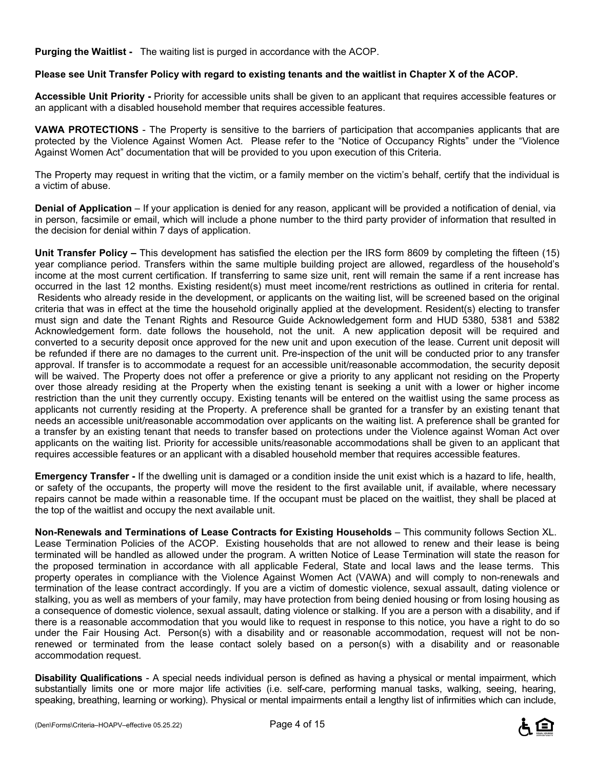**Purging the Waitlist -** The waiting list is purged in accordance with the ACOP.

**Please see Unit Transfer Policy with regard to existing tenants and the waitlist in Chapter X of the ACOP.**

**Accessible Unit Priority -** Priority for accessible units shall be given to an applicant that requires accessible features or an applicant with a disabled household member that requires accessible features.

**VAWA PROTECTIONS** - The Property is sensitive to the barriers of participation that accompanies applicants that are protected by the Violence Against Women Act. Please refer to the "Notice of Occupancy Rights" under the "Violence Against Women Act" documentation that will be provided to you upon execution of this Criteria.

The Property may request in writing that the victim, or a family member on the victim's behalf, certify that the individual is a victim of abuse.

**Denial of Application** – If your application is denied for any reason, applicant will be provided a notification of denial, via in person, facsimile or email, which will include a phone number to the third party provider of information that resulted in the decision for denial within 7 days of application.

**Unit Transfer Policy –** This development has satisfied the election per the IRS form 8609 by completing the fifteen (15) year compliance period. Transfers within the same multiple building project are allowed, regardless of the household's income at the most current certification. If transferring to same size unit, rent will remain the same if a rent increase has occurred in the last 12 months. Existing resident(s) must meet income/rent restrictions as outlined in criteria for rental. Residents who already reside in the development, or applicants on the waiting list, will be screened based on the original criteria that was in effect at the time the household originally applied at the development. Resident(s) electing to transfer must sign and date the Tenant Rights and Resource Guide Acknowledgement form and HUD 5380, 5381 and 5382 Acknowledgement form. date follows the household, not the unit. A new application deposit will be required and converted to a security deposit once approved for the new unit and upon execution of the lease. Current unit deposit will be refunded if there are no damages to the current unit. Pre-inspection of the unit will be conducted prior to any transfer approval. If transfer is to accommodate a request for an accessible unit/reasonable accommodation, the security deposit will be waived. The Property does not offer a preference or give a priority to any applicant not residing on the Property over those already residing at the Property when the existing tenant is seeking a unit with a lower or higher income restriction than the unit they currently occupy. Existing tenants will be entered on the waitlist using the same process as applicants not currently residing at the Property. A preference shall be granted for a transfer by an existing tenant that needs an accessible unit/reasonable accommodation over applicants on the waiting list. A preference shall be granted for a transfer by an existing tenant that needs to transfer based on protections under the Violence against Woman Act over applicants on the waiting list. Priority for accessible units/reasonable accommodations shall be given to an applicant that requires accessible features or an applicant with a disabled household member that requires accessible features.

**Emergency Transfer -** If the dwelling unit is damaged or a condition inside the unit exist which is a hazard to life, health, or safety of the occupants, the property will move the resident to the first available unit, if available, where necessary repairs cannot be made within a reasonable time. If the occupant must be placed on the waitlist, they shall be placed at the top of the waitlist and occupy the next available unit.

**Non-Renewals and Terminations of Lease Contracts for Existing Households** – This community follows Section XL. Lease Termination Policies of the ACOP. Existing households that are not allowed to renew and their lease is being terminated will be handled as allowed under the program. A written Notice of Lease Termination will state the reason for the proposed termination in accordance with all applicable Federal, State and local laws and the lease terms. This property operates in compliance with the Violence Against Women Act (VAWA) and will comply to non-renewals and termination of the lease contract accordingly. If you are a victim of domestic violence, sexual assault, dating violence or stalking, you as well as members of your family, may have protection from being denied housing or from losing housing as a consequence of domestic violence, sexual assault, dating violence or stalking. If you are a person with a disability, and if there is a reasonable accommodation that you would like to request in response to this notice, you have a right to do so under the Fair Housing Act. Person(s) with a disability and or reasonable accommodation, request will not be non-renewed or terminated from the lease contact solely based on a person(s) with a disability and or reasonable accommodation request.

**Disability Qualifications** - A special needs individual person is defined as having a physical or mental impairment, which substantially limits one or more major life activities (i.e. self-care, performing manual tasks, walking, seeing, hearing, speaking, breathing, learning or working). Physical or mental impairments entail a lengthy list of infirmities which can include,

(Den\Forms\Criteria–HOAPV–effective 05.25.22)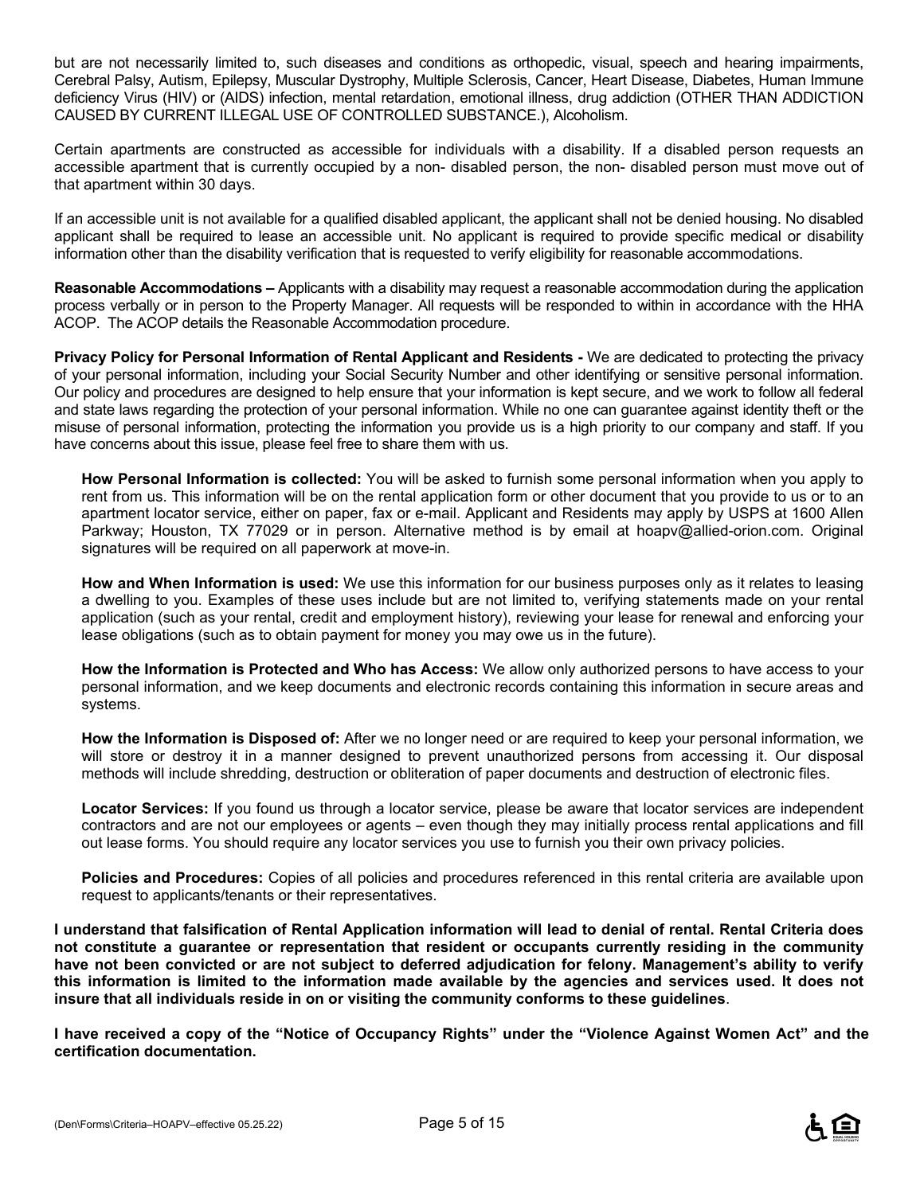but are not necessarily limited to, such diseases and conditions as orthopedic, visual, speech and hearing impairments, Cerebral Palsy, Autism, Epilepsy, Muscular Dystrophy, Multiple Sclerosis, Cancer, Heart Disease, Diabetes, Human Immune deficiency Virus (HIV) or (AIDS) infection, mental retardation, emotional illness, drug addiction (OTHER THAN ADDICTION CAUSED BY CURRENT ILLEGAL USE OF CONTROLLED SUBSTANCE.), Alcoholism.

Certain apartments are constructed as accessible for individuals with a disability. If a disabled person requests an accessible apartment that is currently occupied by a non- disabled person, the non- disabled person must move out of that apartment within 30 days.

If an accessible unit is not available for a qualified disabled applicant, the applicant shall not be denied housing. No disabled applicant shall be required to lease an accessible unit. No applicant is required to provide specific medical or disability information other than the disability verification that is requested to verify eligibility for reasonable accommodations.

**Reasonable Accommodations –** Applicants with a disability may request a reasonable accommodation during the application process verbally or in person to the Property Manager. All requests will be responded to within in accordance with the HHA ACOP. The ACOP details the Reasonable Accommodation procedure.

**Privacy Policy for Personal Information of Rental Applicant and Residents -** We are dedicated to protecting the privacy of your personal information, including your Social Security Number and other identifying or sensitive personal information. Our policy and procedures are designed to help ensure that your information is kept secure, and we work to follow all federal and state laws regarding the protection of your personal information. While no one can guarantee against identity theft or the misuse of personal information, protecting the information you provide us is a high priority to our company and staff. If you have concerns about this issue, please feel free to share them with us.

**How Personal Information is collected:** You will be asked to furnish some personal information when you apply to rent from us. This information will be on the rental application form or other document that you provide to us or to an apartment locator service, either on paper, fax or e-mail. Applicant and Residents may apply by USPS at 1600 Allen Parkway; Houston, TX 77029 or in person. Alternative method is by email at hoapv@allied-orion.com. Original signatures will be required on all paperwork at move-in.

**How and When Information is used:** We use this information for our business purposes only as it relates to leasing a dwelling to you. Examples of these uses include but are not limited to, verifying statements made on your rental application (such as your rental, credit and employment history), reviewing your lease for renewal and enforcing your lease obligations (such as to obtain payment for money you may owe us in the future).

**How the Information is Protected and Who has Access:** We allow only authorized persons to have access to your personal information, and we keep documents and electronic records containing this information in secure areas and systems.

**How the Information is Disposed of:** After we no longer need or are required to keep your personal information, we will store or destroy it in a manner designed to prevent unauthorized persons from accessing it. Our disposal methods will include shredding, destruction or obliteration of paper documents and destruction of electronic files.

**Locator Services:** If you found us through a locator service, please be aware that locator services are independent contractors and are not our employees or agents – even though they may initially process rental applications and fill out lease forms. You should require any locator services you use to furnish you their own privacy policies.

**Policies and Procedures:** Copies of all policies and procedures referenced in this rental criteria are available upon request to applicants/tenants or their representatives.

**I understand that falsification of Rental Application information will lead to denial of rental. Rental Criteria does not constitute a guarantee or representation that resident or occupants currently residing in the community have not been convicted or are not subject to deferred adjudication for felony. Management's ability to verify this information is limited to the information made available by the agencies and services used. It does not insure that all individuals reside in on or visiting the community conforms to these guidelines**.

**I have received a copy of the "Notice of Occupancy Rights" under the "Violence Against Women Act" and the certification documentation.**

(Den\Forms\Criteria–HOAPV–effective 05.25.22)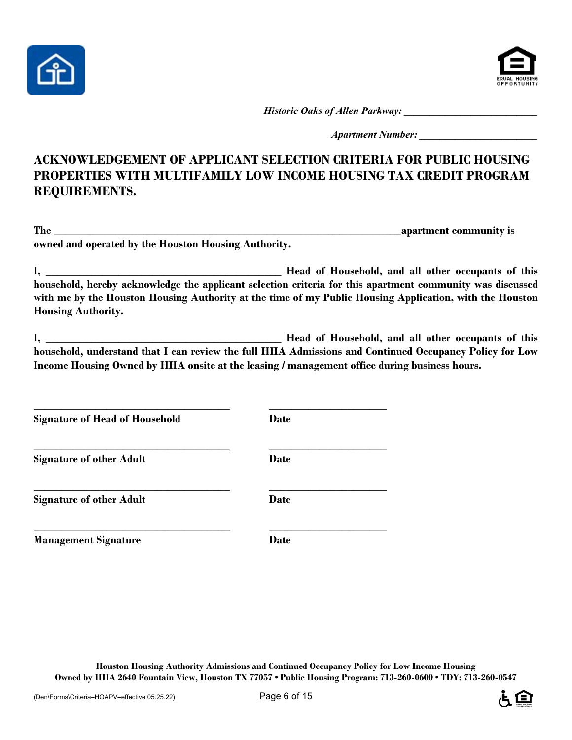*Historic Oaks of Allen Parkway:* ___________________________

*Apartment Number:* ________________________

# ACKNOWLEDGEMENT OF APPLICANT SELECTION CRITERIA FOR PUBLIC HOUSING PROPERTIES WITH MULTIFAMILY LOW INCOME HOUSING TAX CREDIT PROGRAM REQUIREMENTS.

**The _______________________________________________________________________apartment community is owned and operated by the Houston Housing Authority.**

**I, ______________________________________________ Head of Household, and all other occupants of this household, hereby acknowledge the applicant selection criteria for this apartment community was discussed with me by the Houston Housing Authority at the time of my Public Housing Application, with the Houston Housing Authority.**

**I, ______________________________________________ Head of Household, and all other occupants of this household, understand that I can review the full HHA Admissions and Continued Occupancy Policy for Low Income Housing Owned by HHA onsite at the leasing / management office during business hours.**

________________________________________ ________________________

**Signature of Head of Household** **Date**

________________________________________ ________________________

**Signature of other Adult** **Date**

________________________________________ ________________________

**Signature of other Adult** **Date**

________________________________________ ________________________

**Management Signature** **Date**

**Houston Housing Authority Admissions and Continued Occupancy Policy for Low Income Housing Owned by HHA 2640 Fountain View, Houston TX 77057 • Public Housing Program: 713-260-0600 • TDY: 713-260-0547**

(Den\Forms\Criteria–HOAPV–effective 05.25.22)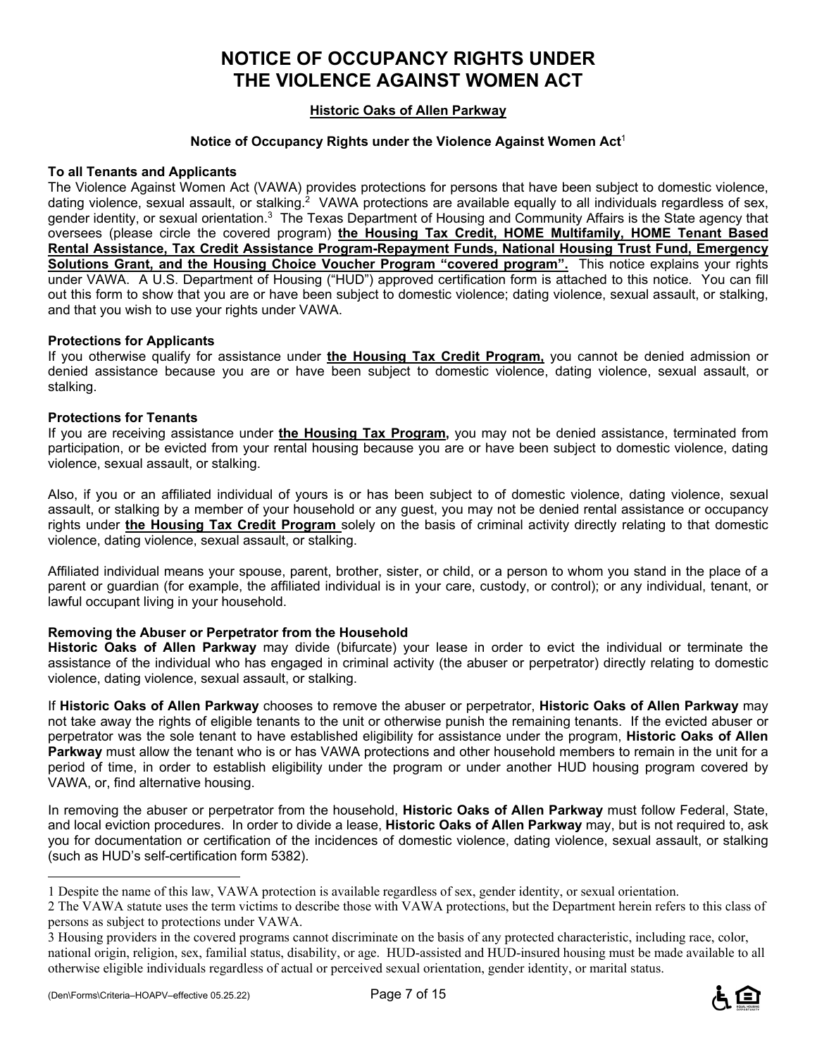# NOTICE OF OCCUPANCY RIGHTS UNDER THE VIOLENCE AGAINST WOMEN ACT

**Historic Oaks of Allen Parkway**

**Notice of Occupancy Rights under the Violence Against Women Act**[1]

**To all Tenants and Applicants**

The Violence Against Women Act (VAWA) provides protections for persons that have been subject to domestic violence, dating violence, sexual assault, or stalking.[2] VAWA protections are available equally to all individuals regardless of sex, gender identity, or sexual orientation.[3] The Texas Department of Housing and Community Affairs is the State agency that oversees (please circle the covered program) **the Housing Tax Credit, HOME Multifamily, HOME Tenant Based Rental Assistance, Tax Credit Assistance Program-Repayment Funds, National Housing Trust Fund, Emergency Solutions Grant, and the Housing Choice Voucher Program "covered program".** This notice explains your rights under VAWA. A U.S. Department of Housing ("HUD") approved certification form is attached to this notice. You can fill out this form to show that you are or have been subject to domestic violence; dating violence, sexual assault, or stalking, and that you wish to use your rights under VAWA.

**Protections for Applicants**

If you otherwise qualify for assistance under **the Housing Tax Credit Program,** you cannot be denied admission or denied assistance because you are or have been subject to domestic violence, dating violence, sexual assault, or stalking.

**Protections for Tenants**

If you are receiving assistance under **the Housing Tax Program,** you may not be denied assistance, terminated from participation, or be evicted from your rental housing because you are or have been subject to domestic violence, dating violence, sexual assault, or stalking.

Also, if you or an affiliated individual of yours is or has been subject to of domestic violence, dating violence, sexual assault, or stalking by a member of your household or any guest, you may not be denied rental assistance or occupancy rights under **the Housing Tax Credit Program** solely on the basis of criminal activity directly relating to that domestic violence, dating violence, sexual assault, or stalking.

Affiliated individual means your spouse, parent, brother, sister, or child, or a person to whom you stand in the place of a parent or guardian (for example, the affiliated individual is in your care, custody, or control); or any individual, tenant, or lawful occupant living in your household.

**Removing the Abuser or Perpetrator from the Household**

**Historic Oaks of Allen Parkway** may divide (bifurcate) your lease in order to evict the individual or terminate the assistance of the individual who has engaged in criminal activity (the abuser or perpetrator) directly relating to domestic violence, dating violence, sexual assault, or stalking.

If **Historic Oaks of Allen Parkway** chooses to remove the abuser or perpetrator, **Historic Oaks of Allen Parkway** may not take away the rights of eligible tenants to the unit or otherwise punish the remaining tenants. If the evicted abuser or perpetrator was the sole tenant to have established eligibility for assistance under the program, **Historic Oaks of Allen Parkway** must allow the tenant who is or has VAWA protections and other household members to remain in the unit for a period of time, in order to establish eligibility under the program or under another HUD housing program covered by VAWA, or, find alternative housing.

In removing the abuser or perpetrator from the household, **Historic Oaks of Allen Parkway** must follow Federal, State, and local eviction procedures. In order to divide a lease, **Historic Oaks of Allen Parkway** may, but is not required to, ask you for documentation or certification of the incidences of domestic violence, dating violence, sexual assault, or stalking (such as HUD's self-certification form 5382).

---

1 Despite the name of this law, VAWA protection is available regardless of sex, gender identity, or sexual orientation.

2 The VAWA statute uses the term victims to describe those with VAWA protections, but the Department herein refers to this class of persons as subject to protections under VAWA.

3 Housing providers in the covered programs cannot discriminate on the basis of any protected characteristic, including race, color, national origin, religion, sex, familial status, disability, or age. HUD-assisted and HUD-insured housing must be made available to all otherwise eligible individuals regardless of actual or perceived sexual orientation, gender identity, or marital status.

(Den\Forms\Criteria–HOAPV–effective 05.25.22)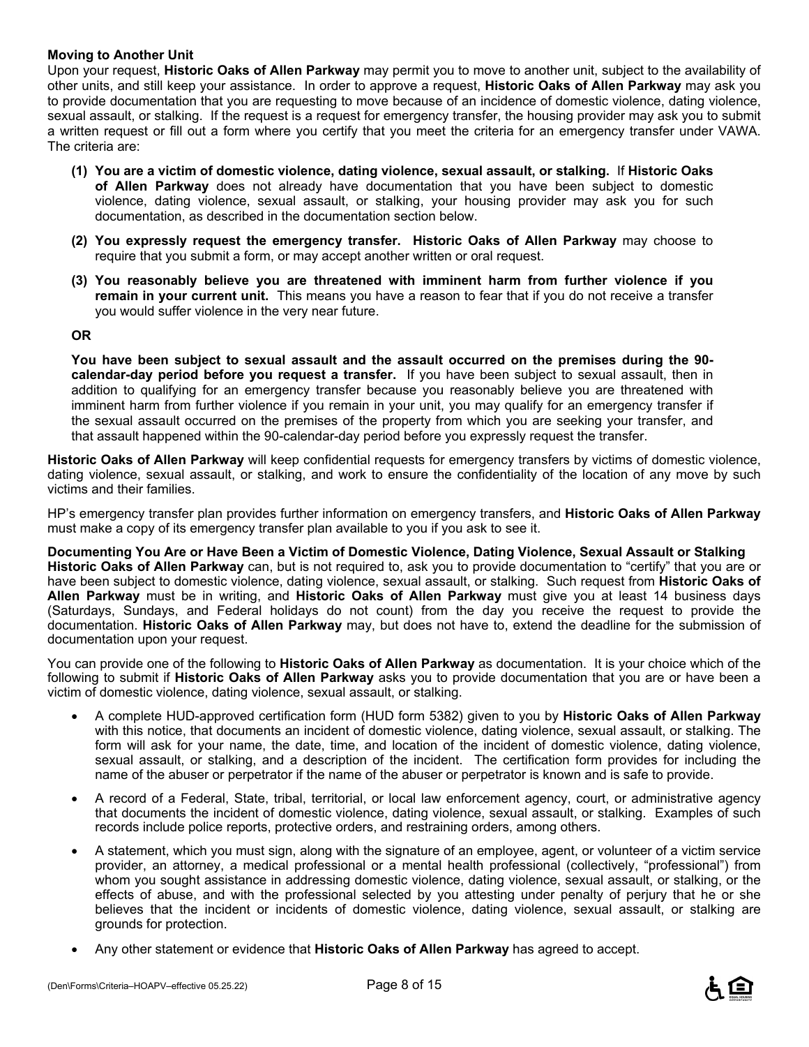**Moving to Another Unit**

Upon your request, **Historic Oaks of Allen Parkway** may permit you to move to another unit, subject to the availability of other units, and still keep your assistance. In order to approve a request, **Historic Oaks of Allen Parkway** may ask you to provide documentation that you are requesting to move because of an incidence of domestic violence, dating violence, sexual assault, or stalking. If the request is a request for emergency transfer, the housing provider may ask you to submit a written request or fill out a form where you certify that you meet the criteria for an emergency transfer under VAWA. The criteria are:

**(1) You are a victim of domestic violence, dating violence, sexual assault, or stalking.** If **Historic Oaks of Allen Parkway** does not already have documentation that you have been subject to domestic violence, dating violence, sexual assault, or stalking, your housing provider may ask you for such documentation, as described in the documentation section below.

**(2) You expressly request the emergency transfer. Historic Oaks of Allen Parkway** may choose to require that you submit a form, or may accept another written or oral request.

**(3) You reasonably believe you are threatened with imminent harm from further violence if you remain in your current unit.** This means you have a reason to fear that if you do not receive a transfer you would suffer violence in the very near future.

**OR**

**You have been subject to sexual assault and the assault occurred on the premises during the 90-calendar-day period before you request a transfer.** If you have been subject to sexual assault, then in addition to qualifying for an emergency transfer because you reasonably believe you are threatened with imminent harm from further violence if you remain in your unit, you may qualify for an emergency transfer if the sexual assault occurred on the premises of the property from which you are seeking your transfer, and that assault happened within the 90-calendar-day period before you expressly request the transfer.

**Historic Oaks of Allen Parkway** will keep confidential requests for emergency transfers by victims of domestic violence, dating violence, sexual assault, or stalking, and work to ensure the confidentiality of the location of any move by such victims and their families.

HP's emergency transfer plan provides further information on emergency transfers, and **Historic Oaks of Allen Parkway** must make a copy of its emergency transfer plan available to you if you ask to see it.

**Documenting You Are or Have Been a Victim of Domestic Violence, Dating Violence, Sexual Assault or Stalking**

**Historic Oaks of Allen Parkway** can, but is not required to, ask you to provide documentation to "certify" that you are or have been subject to domestic violence, dating violence, sexual assault, or stalking. Such request from **Historic Oaks of Allen Parkway** must be in writing, and **Historic Oaks of Allen Parkway** must give you at least 14 business days (Saturdays, Sundays, and Federal holidays do not count) from the day you receive the request to provide the documentation. **Historic Oaks of Allen Parkway** may, but does not have to, extend the deadline for the submission of documentation upon your request.

You can provide one of the following to **Historic Oaks of Allen Parkway** as documentation. It is your choice which of the following to submit if **Historic Oaks of Allen Parkway** asks you to provide documentation that you are or have been a victim of domestic violence, dating violence, sexual assault, or stalking.

- A complete HUD-approved certification form (HUD form 5382) given to you by **Historic Oaks of Allen Parkway** with this notice, that documents an incident of domestic violence, dating violence, sexual assault, or stalking. The form will ask for your name, the date, time, and location of the incident of domestic violence, dating violence, sexual assault, or stalking, and a description of the incident. The certification form provides for including the name of the abuser or perpetrator if the name of the abuser or perpetrator is known and is safe to provide.
- A record of a Federal, State, tribal, territorial, or local law enforcement agency, court, or administrative agency that documents the incident of domestic violence, dating violence, sexual assault, or stalking. Examples of such records include police reports, protective orders, and restraining orders, among others.
- A statement, which you must sign, along with the signature of an employee, agent, or volunteer of a victim service provider, an attorney, a medical professional or a mental health professional (collectively, "professional") from whom you sought assistance in addressing domestic violence, dating violence, sexual assault, or stalking, or the effects of abuse, and with the professional selected by you attesting under penalty of perjury that he or she believes that the incident or incidents of domestic violence, dating violence, sexual assault, or stalking are grounds for protection.
- Any other statement or evidence that **Historic Oaks of Allen Parkway** has agreed to accept.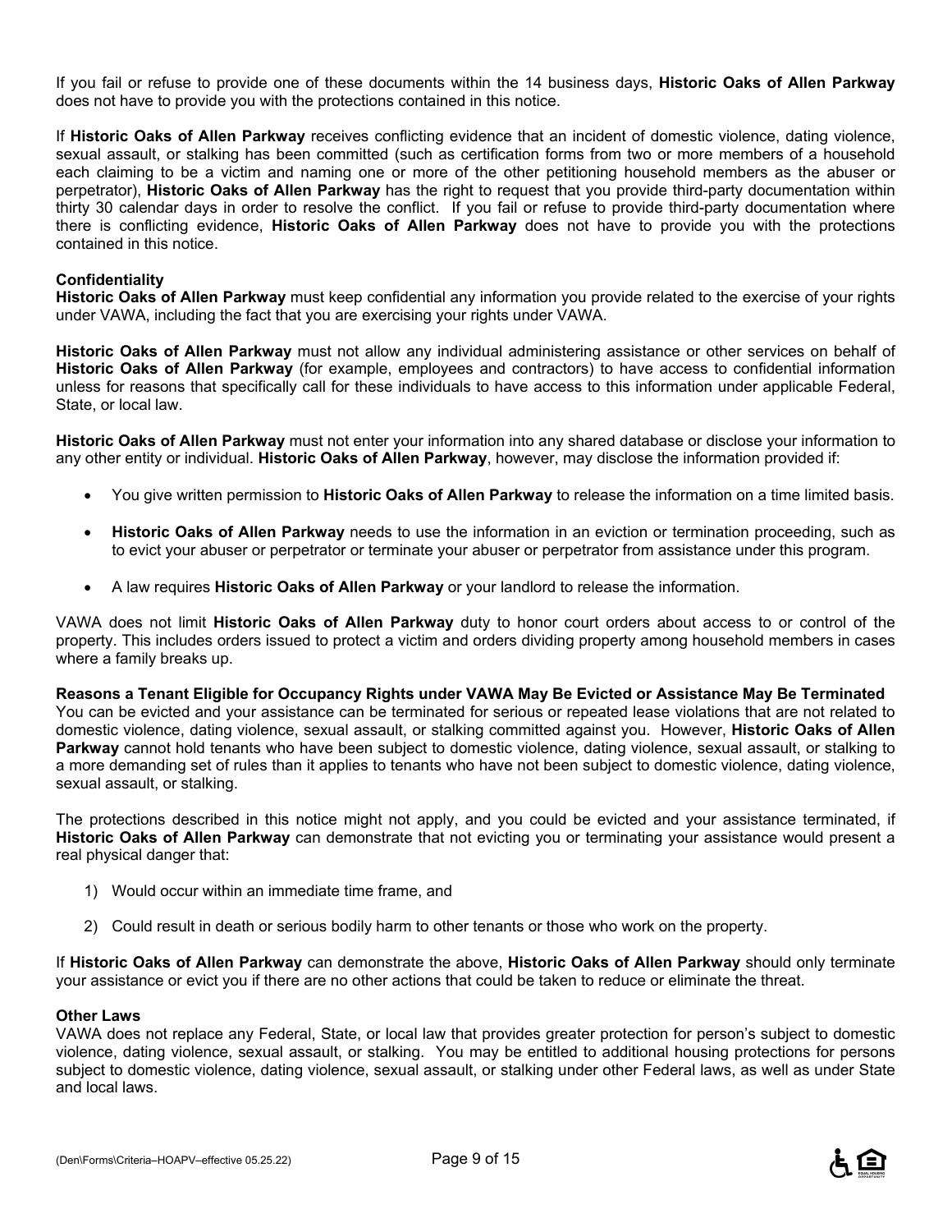If you fail or refuse to provide one of these documents within the 14 business days, **Historic Oaks of Allen Parkway** does not have to provide you with the protections contained in this notice.

If **Historic Oaks of Allen Parkway** receives conflicting evidence that an incident of domestic violence, dating violence, sexual assault, or stalking has been committed (such as certification forms from two or more members of a household each claiming to be a victim and naming one or more of the other petitioning household members as the abuser or perpetrator), **Historic Oaks of Allen Parkway** has the right to request that you provide third-party documentation within thirty 30 calendar days in order to resolve the conflict. If you fail or refuse to provide third-party documentation where there is conflicting evidence, **Historic Oaks of Allen Parkway** does not have to provide you with the protections contained in this notice.

**Confidentiality**

**Historic Oaks of Allen Parkway** must keep confidential any information you provide related to the exercise of your rights under VAWA, including the fact that you are exercising your rights under VAWA.

**Historic Oaks of Allen Parkway** must not allow any individual administering assistance or other services on behalf of **Historic Oaks of Allen Parkway** (for example, employees and contractors) to have access to confidential information unless for reasons that specifically call for these individuals to have access to this information under applicable Federal, State, or local law.

**Historic Oaks of Allen Parkway** must not enter your information into any shared database or disclose your information to any other entity or individual. **Historic Oaks of Allen Parkway**, however, may disclose the information provided if:

- You give written permission to **Historic Oaks of Allen Parkway** to release the information on a time limited basis.
- **Historic Oaks of Allen Parkway** needs to use the information in an eviction or termination proceeding, such as to evict your abuser or perpetrator or terminate your abuser or perpetrator from assistance under this program.
- A law requires **Historic Oaks of Allen Parkway** or your landlord to release the information.

VAWA does not limit **Historic Oaks of Allen Parkway** duty to honor court orders about access to or control of the property. This includes orders issued to protect a victim and orders dividing property among household members in cases where a family breaks up.

**Reasons a Tenant Eligible for Occupancy Rights under VAWA May Be Evicted or Assistance May Be Terminated**

You can be evicted and your assistance can be terminated for serious or repeated lease violations that are not related to domestic violence, dating violence, sexual assault, or stalking committed against you. However, **Historic Oaks of Allen Parkway** cannot hold tenants who have been subject to domestic violence, dating violence, sexual assault, or stalking to a more demanding set of rules than it applies to tenants who have not been subject to domestic violence, dating violence, sexual assault, or stalking.

The protections described in this notice might not apply, and you could be evicted and your assistance terminated, if **Historic Oaks of Allen Parkway** can demonstrate that not evicting you or terminating your assistance would present a real physical danger that:

1) Would occur within an immediate time frame, and
2) Could result in death or serious bodily harm to other tenants or those who work on the property.

If **Historic Oaks of Allen Parkway** can demonstrate the above, **Historic Oaks of Allen Parkway** should only terminate your assistance or evict you if there are no other actions that could be taken to reduce or eliminate the threat.

**Other Laws**

VAWA does not replace any Federal, State, or local law that provides greater protection for person's subject to domestic violence, dating violence, sexual assault, or stalking. You may be entitled to additional housing protections for persons subject to domestic violence, dating violence, sexual assault, or stalking under other Federal laws, as well as under State and local laws.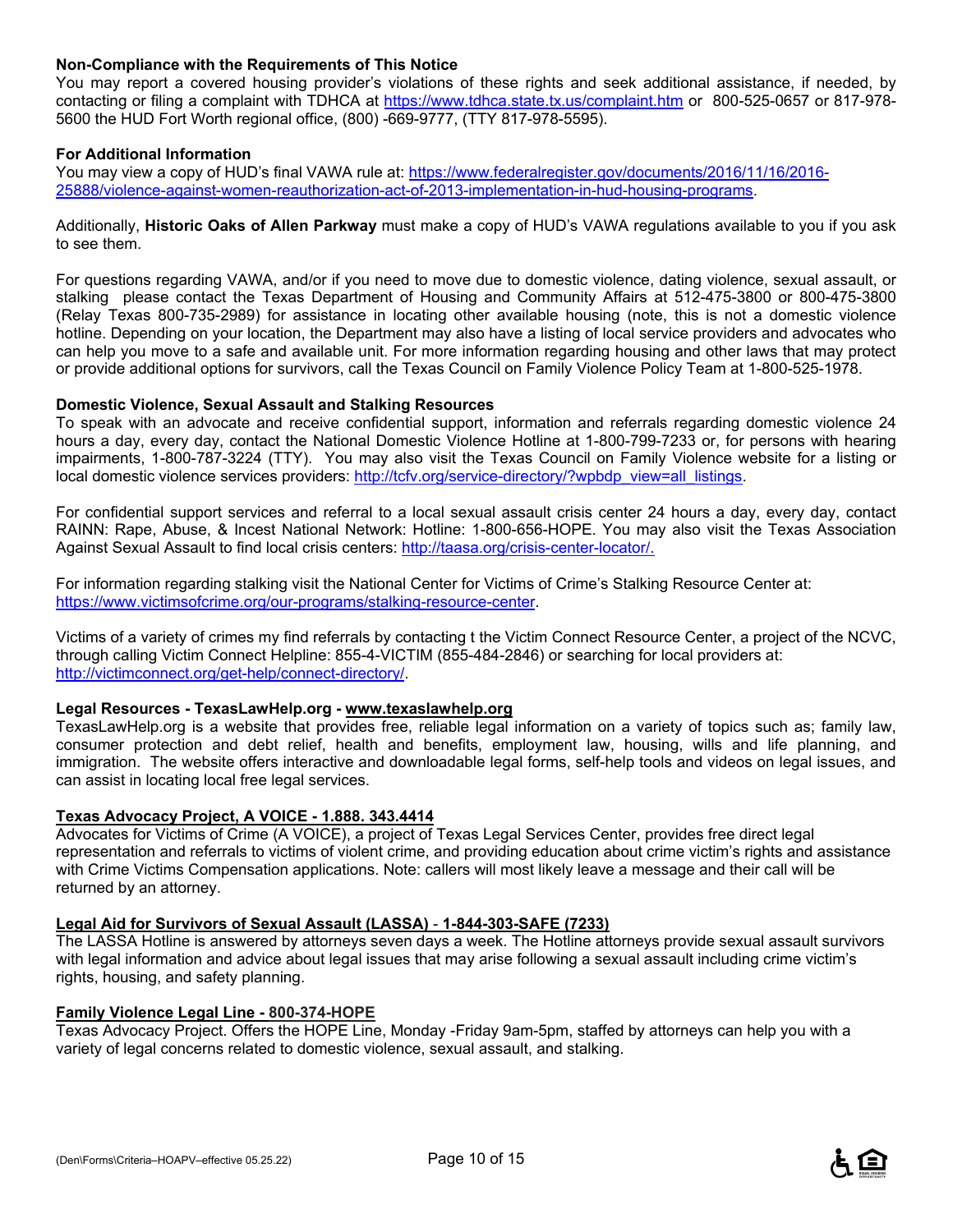### Non-Compliance with the Requirements of This Notice

You may report a covered housing provider's violations of these rights and seek additional assistance, if needed, by contacting or filing a complaint with TDHCA at https://www.tdhca.state.tx.us/complaint.htm or 800-525-0657 or 817-978-5600 the HUD Fort Worth regional office, (800) -669-9777, (TTY 817-978-5595).

### For Additional Information

You may view a copy of HUD's final VAWA rule at: https://www.federalregister.gov/documents/2016/11/16/2016-25888/violence-against-women-reauthorization-act-of-2013-implementation-in-hud-housing-programs.

Additionally, **Historic Oaks of Allen Parkway** must make a copy of HUD's VAWA regulations available to you if you ask to see them.

For questions regarding VAWA, and/or if you need to move due to domestic violence, dating violence, sexual assault, or stalking please contact the Texas Department of Housing and Community Affairs at 512-475-3800 or 800-475-3800 (Relay Texas 800-735-2989) for assistance in locating other available housing (note, this is not a domestic violence hotline. Depending on your location, the Department may also have a listing of local service providers and advocates who can help you move to a safe and available unit. For more information regarding housing and other laws that may protect or provide additional options for survivors, call the Texas Council on Family Violence Policy Team at 1-800-525-1978.

### Domestic Violence, Sexual Assault and Stalking Resources

To speak with an advocate and receive confidential support, information and referrals regarding domestic violence 24 hours a day, every day, contact the National Domestic Violence Hotline at 1-800-799-7233 or, for persons with hearing impairments, 1-800-787-3224 (TTY). You may also visit the Texas Council on Family Violence website for a listing or local domestic violence services providers: http://tcfv.org/service-directory/?wpbdp_view=all_listings.

For confidential support services and referral to a local sexual assault crisis center 24 hours a day, every day, contact RAINN: Rape, Abuse, & Incest National Network: Hotline: 1-800-656-HOPE. You may also visit the Texas Association Against Sexual Assault to find local crisis centers: http://taasa.org/crisis-center-locator/.

For information regarding stalking visit the National Center for Victims of Crime's Stalking Resource Center at: https://www.victimsofcrime.org/our-programs/stalking-resource-center.

Victims of a variety of crimes my find referrals by contacting t the Victim Connect Resource Center, a project of the NCVC, through calling Victim Connect Helpline: 855-4-VICTIM (855-484-2846) or searching for local providers at: http://victimconnect.org/get-help/connect-directory/.

### Legal Resources - TexasLawHelp.org - www.texaslawhelp.org

TexasLawHelp.org is a website that provides free, reliable legal information on a variety of topics such as; family law, consumer protection and debt relief, health and benefits, employment law, housing, wills and life planning, and immigration. The website offers interactive and downloadable legal forms, self-help tools and videos on legal issues, and can assist in locating local free legal services.

### Texas Advocacy Project, A VOICE - 1.888. 343.4414

Advocates for Victims of Crime (A VOICE), a project of Texas Legal Services Center, provides free direct legal representation and referrals to victims of violent crime, and providing education about crime victim's rights and assistance with Crime Victims Compensation applications. Note: callers will most likely leave a message and their call will be returned by an attorney.

### Legal Aid for Survivors of Sexual Assault (LASSA) - 1-844-303-SAFE (7233)

The LASSA Hotline is answered by attorneys seven days a week. The Hotline attorneys provide sexual assault survivors with legal information and advice about legal issues that may arise following a sexual assault including crime victim's rights, housing, and safety planning.

### Family Violence Legal Line - 800-374-HOPE

Texas Advocacy Project. Offers the HOPE Line, Monday -Friday 9am-5pm, staffed by attorneys can help you with a variety of legal concerns related to domestic violence, sexual assault, and stalking.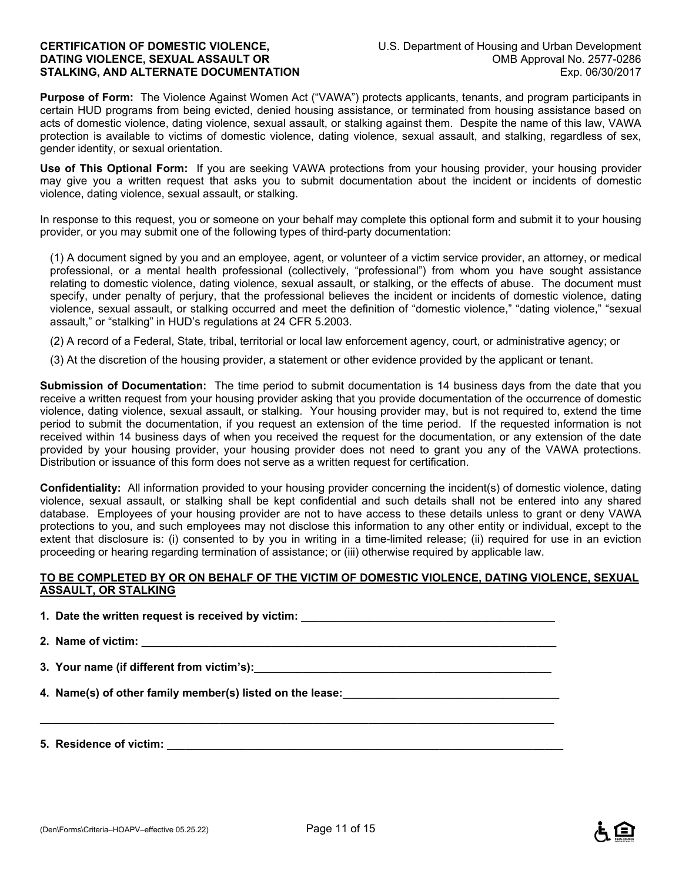**CERTIFICATION OF DOMESTIC VIOLENCE, DATING VIOLENCE, SEXUAL ASSAULT OR STALKING, AND ALTERNATE DOCUMENTATION**

U.S. Department of Housing and Urban Development
OMB Approval No. 2577-0286
Exp. 06/30/2017

**Purpose of Form:** The Violence Against Women Act ("VAWA") protects applicants, tenants, and program participants in certain HUD programs from being evicted, denied housing assistance, or terminated from housing assistance based on acts of domestic violence, dating violence, sexual assault, or stalking against them. Despite the name of this law, VAWA protection is available to victims of domestic violence, dating violence, sexual assault, and stalking, regardless of sex, gender identity, or sexual orientation.

**Use of This Optional Form:** If you are seeking VAWA protections from your housing provider, your housing provider may give you a written request that asks you to submit documentation about the incident or incidents of domestic violence, dating violence, sexual assault, or stalking.

In response to this request, you or someone on your behalf may complete this optional form and submit it to your housing provider, or you may submit one of the following types of third-party documentation:

(1) A document signed by you and an employee, agent, or volunteer of a victim service provider, an attorney, or medical professional, or a mental health professional (collectively, "professional") from whom you have sought assistance relating to domestic violence, dating violence, sexual assault, or stalking, or the effects of abuse. The document must specify, under penalty of perjury, that the professional believes the incident or incidents of domestic violence, dating violence, sexual assault, or stalking occurred and meet the definition of "domestic violence," "dating violence," "sexual assault," or "stalking" in HUD's regulations at 24 CFR 5.2003.

(2) A record of a Federal, State, tribal, territorial or local law enforcement agency, court, or administrative agency; or

(3) At the discretion of the housing provider, a statement or other evidence provided by the applicant or tenant.

**Submission of Documentation:** The time period to submit documentation is 14 business days from the date that you receive a written request from your housing provider asking that you provide documentation of the occurrence of domestic violence, dating violence, sexual assault, or stalking. Your housing provider may, but is not required to, extend the time period to submit the documentation, if you request an extension of the time period. If the requested information is not received within 14 business days of when you received the request for the documentation, or any extension of the date provided by your housing provider, your housing provider does not need to grant you any of the VAWA protections. Distribution or issuance of this form does not serve as a written request for certification.

**Confidentiality:** All information provided to your housing provider concerning the incident(s) of domestic violence, dating violence, sexual assault, or stalking shall be kept confidential and such details shall not be entered into any shared database. Employees of your housing provider are not to have access to these details unless to grant or deny VAWA protections to you, and such employees may not disclose this information to any other entity or individual, except to the extent that disclosure is: (i) consented to by you in writing in a time-limited release; (ii) required for use in an eviction proceeding or hearing regarding termination of assistance; or (iii) otherwise required by applicable law.

**<u>TO BE COMPLETED BY OR ON BEHALF OF THE VICTIM OF DOMESTIC VIOLENCE, DATING VIOLENCE, SEXUAL ASSAULT, OR STALKING</u>**

**1. Date the written request is received by victim:** ________________________________________

**2. Name of victim:** ________________________________________

**3. Your name (if different from victim's):** ________________________________________

**4. Name(s) of other family member(s) listed on the lease:** ________________________________________

________________________________________

**5. Residence of victim:** ________________________________________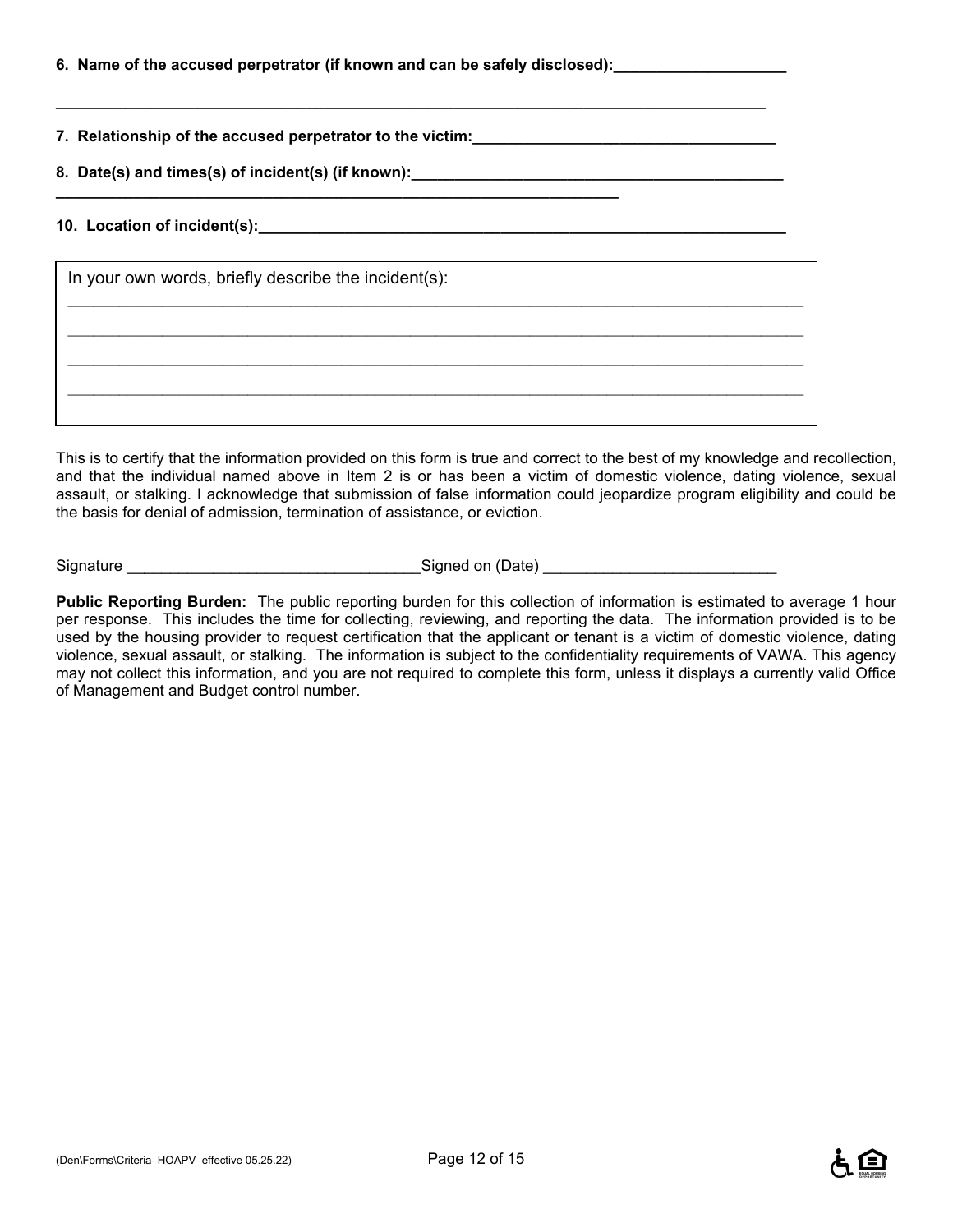**6. Name of the accused perpetrator (if known and can be safely disclosed):____________________**

**________________________________________________________________________________________**

**7. Relationship of the accused perpetrator to the victim:___________________________________**

**8. Date(s) and times(s) of incident(s) (if known):_____________________________________________**

**______________________________________________________________________**

**10. Location of incident(s):_______________________________________________________________**

In your own words, briefly describe the incident(s):

________________________________________________________________________________________

________________________________________________________________________________________

________________________________________________________________________________________

________________________________________________________________________________________

This is to certify that the information provided on this form is true and correct to the best of my knowledge and recollection, and that the individual named above in Item 2 is or has been a victim of domestic violence, dating violence, sexual assault, or stalking. I acknowledge that submission of false information could jeopardize program eligibility and could be the basis for denial of admission, termination of assistance, or eviction.

Signature __________________________________Signed on (Date) ___________________________

**Public Reporting Burden:** The public reporting burden for this collection of information is estimated to average 1 hour per response. This includes the time for collecting, reviewing, and reporting the data. The information provided is to be used by the housing provider to request certification that the applicant or tenant is a victim of domestic violence, dating violence, sexual assault, or stalking. The information is subject to the confidentiality requirements of VAWA. This agency may not collect this information, and you are not required to complete this form, unless it displays a currently valid Office of Management and Budget control number.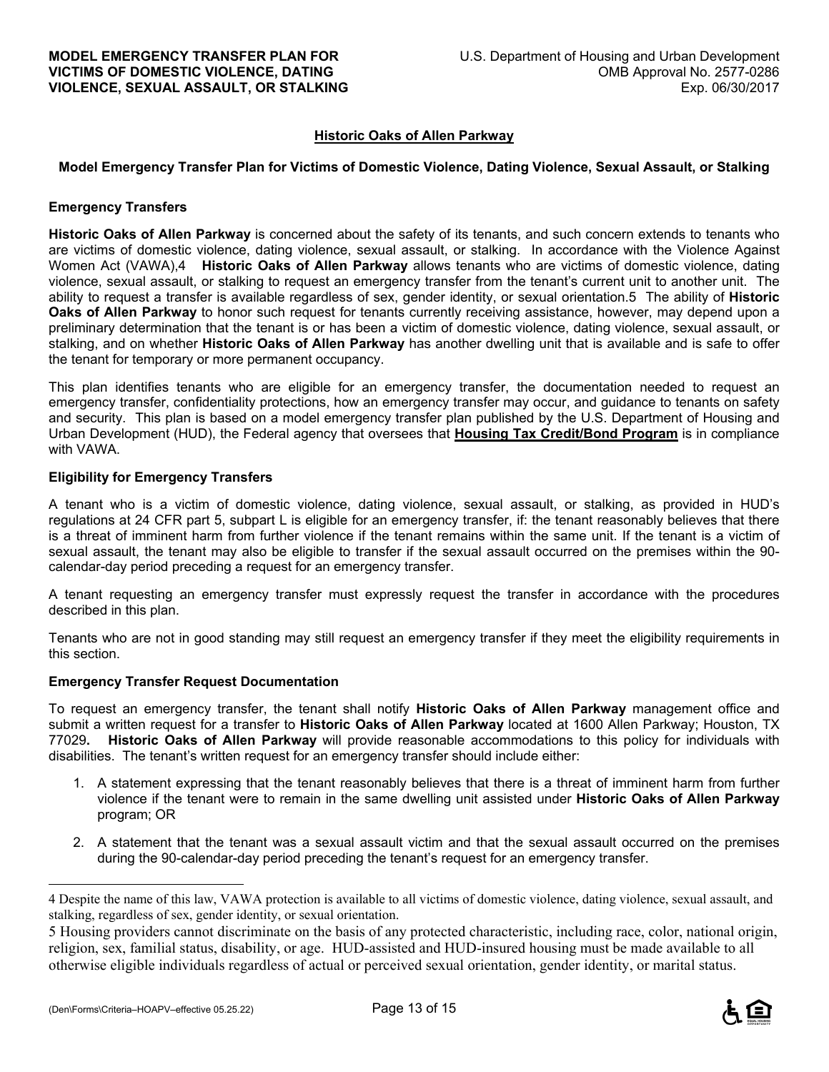**MODEL EMERGENCY TRANSFER PLAN FOR VICTIMS OF DOMESTIC VIOLENCE, DATING VIOLENCE, SEXUAL ASSAULT, OR STALKING**

U.S. Department of Housing and Urban Development
OMB Approval No. 2577-0286
Exp. 06/30/2017

**Historic Oaks of Allen Parkway**

**Model Emergency Transfer Plan for Victims of Domestic Violence, Dating Violence, Sexual Assault, or Stalking**

## Emergency Transfers

**Historic Oaks of Allen Parkway** is concerned about the safety of its tenants, and such concern extends to tenants who are victims of domestic violence, dating violence, sexual assault, or stalking. In accordance with the Violence Against Women Act (VAWA),[4] **Historic Oaks of Allen Parkway** allows tenants who are victims of domestic violence, dating violence, sexual assault, or stalking to request an emergency transfer from the tenant's current unit to another unit. The ability to request a transfer is available regardless of sex, gender identity, or sexual orientation.[5] The ability of **Historic Oaks of Allen Parkway** to honor such request for tenants currently receiving assistance, however, may depend upon a preliminary determination that the tenant is or has been a victim of domestic violence, dating violence, sexual assault, or stalking, and on whether **Historic Oaks of Allen Parkway** has another dwelling unit that is available and is safe to offer the tenant for temporary or more permanent occupancy.

This plan identifies tenants who are eligible for an emergency transfer, the documentation needed to request an emergency transfer, confidentiality protections, how an emergency transfer may occur, and guidance to tenants on safety and security. This plan is based on a model emergency transfer plan published by the U.S. Department of Housing and Urban Development (HUD), the Federal agency that oversees that **Housing Tax Credit/Bond Program** is in compliance with VAWA.

## Eligibility for Emergency Transfers

A tenant who is a victim of domestic violence, dating violence, sexual assault, or stalking, as provided in HUD's regulations at 24 CFR part 5, subpart L is eligible for an emergency transfer, if: the tenant reasonably believes that there is a threat of imminent harm from further violence if the tenant remains within the same unit. If the tenant is a victim of sexual assault, the tenant may also be eligible to transfer if the sexual assault occurred on the premises within the 90-calendar-day period preceding a request for an emergency transfer.

A tenant requesting an emergency transfer must expressly request the transfer in accordance with the procedures described in this plan.

Tenants who are not in good standing may still request an emergency transfer if they meet the eligibility requirements in this section.

## Emergency Transfer Request Documentation

To request an emergency transfer, the tenant shall notify **Historic Oaks of Allen Parkway** management office and submit a written request for a transfer to **Historic Oaks of Allen Parkway** located at 1600 Allen Parkway; Houston, TX 77029**.** **Historic Oaks of Allen Parkway** will provide reasonable accommodations to this policy for individuals with disabilities. The tenant's written request for an emergency transfer should include either:

1. A statement expressing that the tenant reasonably believes that there is a threat of imminent harm from further violence if the tenant were to remain in the same dwelling unit assisted under **Historic Oaks of Allen Parkway** program; OR
2. A statement that the tenant was a sexual assault victim and that the sexual assault occurred on the premises during the 90-calendar-day period preceding the tenant's request for an emergency transfer.

---

[4] Despite the name of this law, VAWA protection is available to all victims of domestic violence, dating violence, sexual assault, and stalking, regardless of sex, gender identity, or sexual orientation.

[5] Housing providers cannot discriminate on the basis of any protected characteristic, including race, color, national origin, religion, sex, familial status, disability, or age. HUD-assisted and HUD-insured housing must be made available to all otherwise eligible individuals regardless of actual or perceived sexual orientation, gender identity, or marital status.

(Den\Forms\Criteria–HOAPV–effective 05.25.22)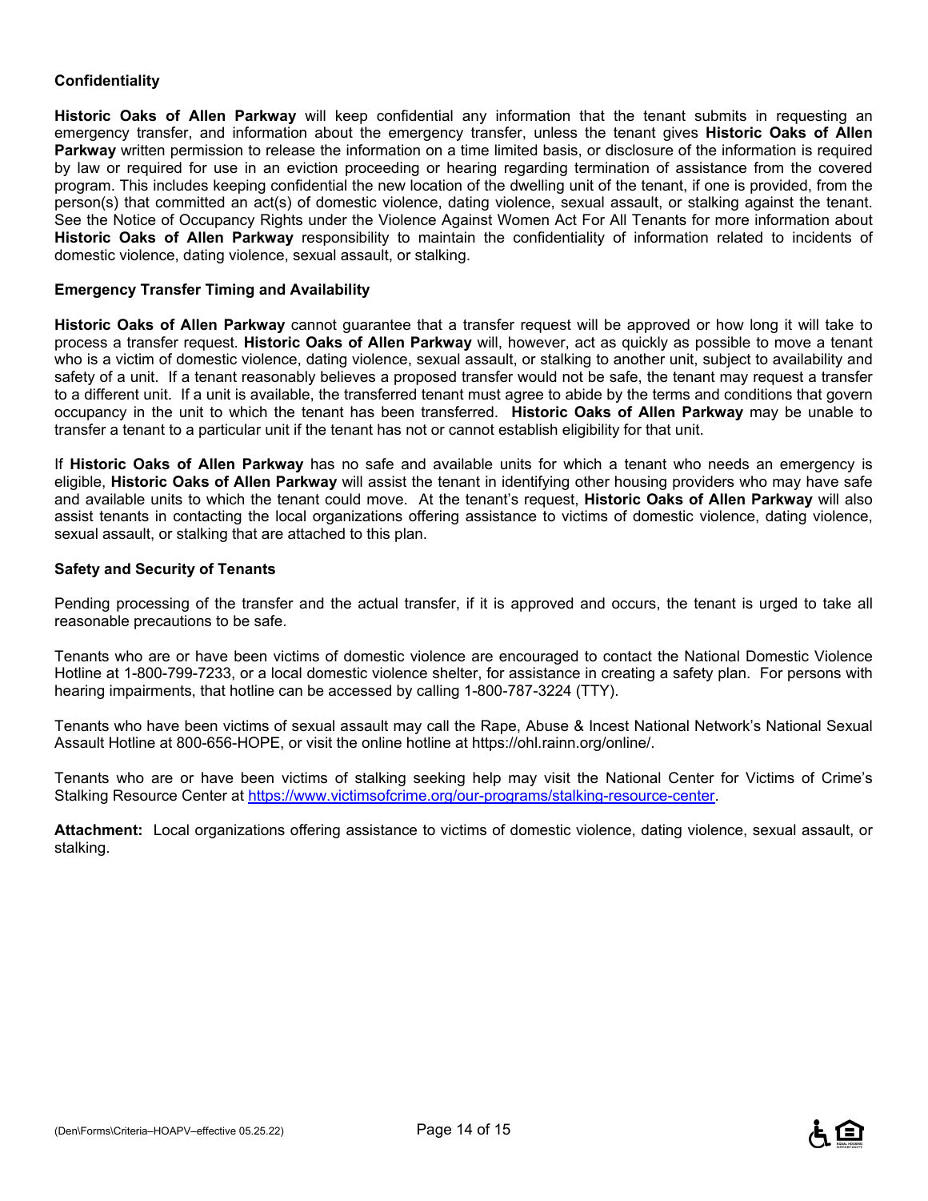### Confidentiality

**Historic Oaks of Allen Parkway** will keep confidential any information that the tenant submits in requesting an emergency transfer, and information about the emergency transfer, unless the tenant gives **Historic Oaks of Allen Parkway** written permission to release the information on a time limited basis, or disclosure of the information is required by law or required for use in an eviction proceeding or hearing regarding termination of assistance from the covered program. This includes keeping confidential the new location of the dwelling unit of the tenant, if one is provided, from the person(s) that committed an act(s) of domestic violence, dating violence, sexual assault, or stalking against the tenant. See the Notice of Occupancy Rights under the Violence Against Women Act For All Tenants for more information about **Historic Oaks of Allen Parkway** responsibility to maintain the confidentiality of information related to incidents of domestic violence, dating violence, sexual assault, or stalking.

### Emergency Transfer Timing and Availability

**Historic Oaks of Allen Parkway** cannot guarantee that a transfer request will be approved or how long it will take to process a transfer request. **Historic Oaks of Allen Parkway** will, however, act as quickly as possible to move a tenant who is a victim of domestic violence, dating violence, sexual assault, or stalking to another unit, subject to availability and safety of a unit. If a tenant reasonably believes a proposed transfer would not be safe, the tenant may request a transfer to a different unit. If a unit is available, the transferred tenant must agree to abide by the terms and conditions that govern occupancy in the unit to which the tenant has been transferred. **Historic Oaks of Allen Parkway** may be unable to transfer a tenant to a particular unit if the tenant has not or cannot establish eligibility for that unit.

If **Historic Oaks of Allen Parkway** has no safe and available units for which a tenant who needs an emergency is eligible, **Historic Oaks of Allen Parkway** will assist the tenant in identifying other housing providers who may have safe and available units to which the tenant could move. At the tenant's request, **Historic Oaks of Allen Parkway** will also assist tenants in contacting the local organizations offering assistance to victims of domestic violence, dating violence, sexual assault, or stalking that are attached to this plan.

### Safety and Security of Tenants

Pending processing of the transfer and the actual transfer, if it is approved and occurs, the tenant is urged to take all reasonable precautions to be safe.

Tenants who are or have been victims of domestic violence are encouraged to contact the National Domestic Violence Hotline at 1-800-799-7233, or a local domestic violence shelter, for assistance in creating a safety plan. For persons with hearing impairments, that hotline can be accessed by calling 1-800-787-3224 (TTY).

Tenants who have been victims of sexual assault may call the Rape, Abuse & Incest National Network's National Sexual Assault Hotline at 800-656-HOPE, or visit the online hotline at https://ohl.rainn.org/online/.

Tenants who are or have been victims of stalking seeking help may visit the National Center for Victims of Crime's Stalking Resource Center at [https://www.victimsofcrime.org/our-programs/stalking-resource-center](https://www.victimsofcrime.org/our-programs/stalking-resource-center).

**Attachment:** Local organizations offering assistance to victims of domestic violence, dating violence, sexual assault, or stalking.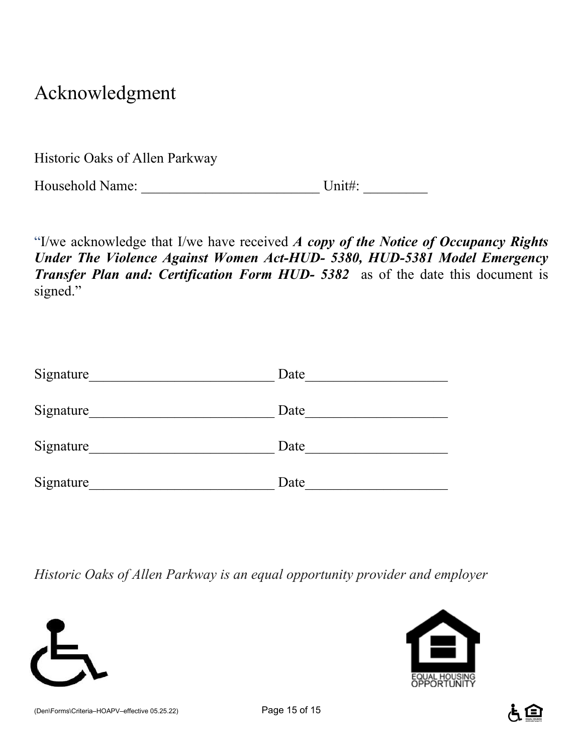# Acknowledgment

Historic Oaks of Allen Parkway

Household Name: __________________________ Unit#: _________

"I/we acknowledge that I/we have received ***A copy of the Notice of Occupancy Rights Under The Violence Against Women Act-HUD- 5380, HUD-5381 Model Emergency Transfer Plan and: Certification Form HUD- 5382*** as of the date this document is signed."

Signature___________________________ Date____________________

Signature___________________________ Date____________________

Signature___________________________ Date____________________

Signature___________________________ Date____________________

*Historic Oaks of Allen Parkway is an equal opportunity provider and employer*

EQUAL HOUSING OPPORTUNITY

(Den\Forms\Criteria–HOAPV–effective 05.25.22)